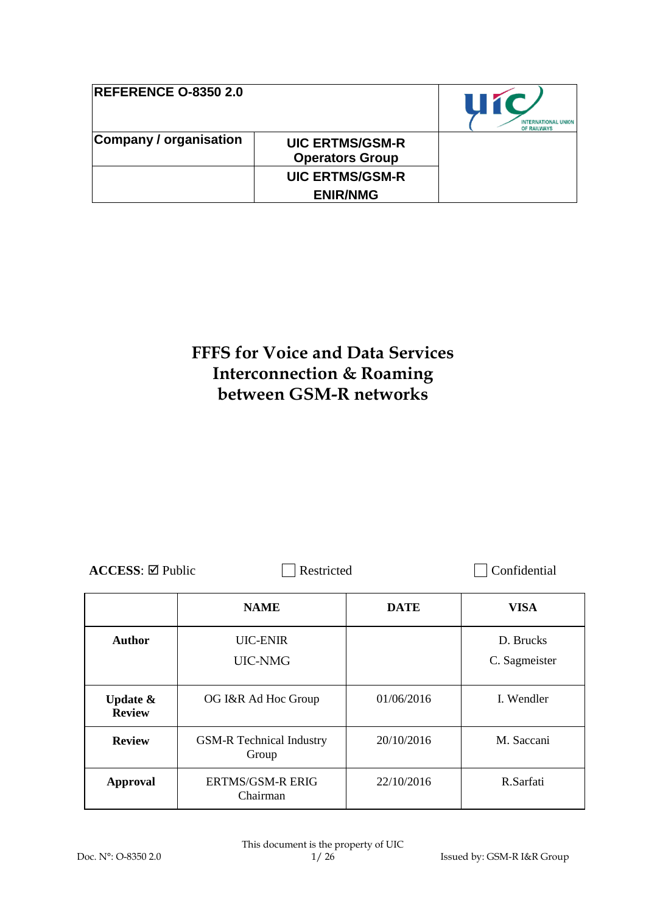| REFERENCE O-8350 2.0 | | |
|---|---|---|
| **Company / organisation** | **UIC ERTMS/GSM-R Operators Group** | |
| | **UIC ERTMS/GSM-R ENIR/NMG** | |

# FFFS for Voice and Data Services Interconnection & Roaming between GSM-R networks

**ACCESS**: ☑ Public ☐ Restricted ☐ Confidential

| | NAME | DATE | VISA |
|---|---|---|---|
| **Author** | UIC-ENIR<br>UIC-NMG | | D. Brucks<br>C. Sagmeister |
| **Update & Review** | OG I&R Ad Hoc Group | 01/06/2016 | I. Wendler |
| **Review** | GSM-R Technical Industry Group | 20/10/2016 | M. Saccani |
| **Approval** | ERTMS/GSM-R ERIG Chairman | 22/10/2016 | R.Sarfati |

Doc. N°: O-8350 2.0 — This document is the property of UIC — Issued by: GSM-R I&R Group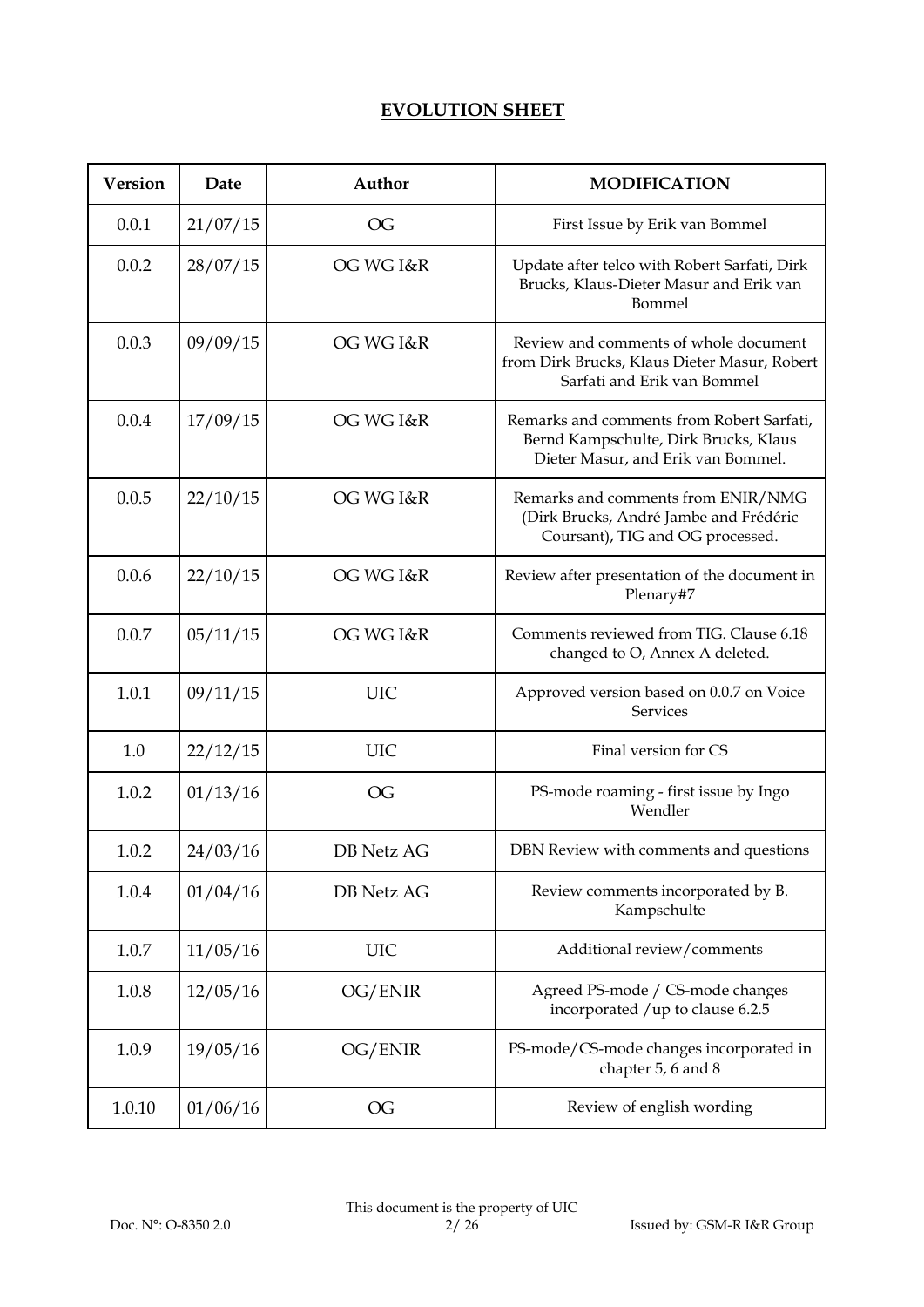## EVOLUTION SHEET

| Version | Date | Author | MODIFICATION |
|---|---|---|---|
| 0.0.1 | 21/07/15 | OG | First Issue by Erik van Bommel |
| 0.0.2 | 28/07/15 | OG WG I&R | Update after telco with Robert Sarfati, Dirk Brucks, Klaus-Dieter Masur and Erik van Bommel |
| 0.0.3 | 09/09/15 | OG WG I&R | Review and comments of whole document from Dirk Brucks, Klaus Dieter Masur, Robert Sarfati and Erik van Bommel |
| 0.0.4 | 17/09/15 | OG WG I&R | Remarks and comments from Robert Sarfati, Bernd Kampschulte, Dirk Brucks, Klaus Dieter Masur, and Erik van Bommel. |
| 0.0.5 | 22/10/15 | OG WG I&R | Remarks and comments from ENIR/NMG (Dirk Brucks, André Jambe and Frédéric Coursant), TIG and OG processed. |
| 0.0.6 | 22/10/15 | OG WG I&R | Review after presentation of the document in Plenary#7 |
| 0.0.7 | 05/11/15 | OG WG I&R | Comments reviewed from TIG. Clause 6.18 changed to O, Annex A deleted. |
| 1.0.1 | 09/11/15 | UIC | Approved version based on 0.0.7 on Voice Services |
| 1.0 | 22/12/15 | UIC | Final version for CS |
| 1.0.2 | 01/13/16 | OG | PS-mode roaming - first issue by Ingo Wendler |
| 1.0.2 | 24/03/16 | DB Netz AG | DBN Review with comments and questions |
| 1.0.4 | 01/04/16 | DB Netz AG | Review comments incorporated by B. Kampschulte |
| 1.0.7 | 11/05/16 | UIC | Additional review/comments |
| 1.0.8 | 12/05/16 | OG/ENIR | Agreed PS-mode / CS-mode changes incorporated /up to clause 6.2.5 |
| 1.0.9 | 19/05/16 | OG/ENIR | PS-mode/CS-mode changes incorporated in chapter 5, 6 and 8 |
| 1.0.10 | 01/06/16 | OG | Review of english wording |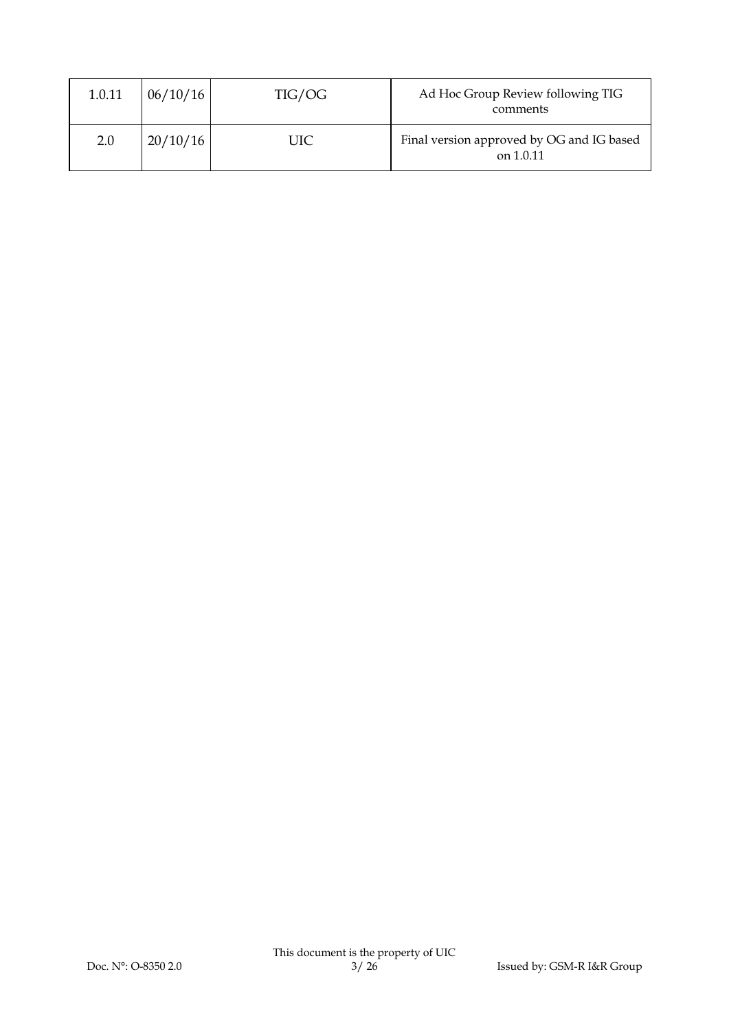| | | | |
|---|---|---|---|
| 1.0.11 | 06/10/16 | TIG/OG | Ad Hoc Group Review following TIG comments |
| 2.0 | 20/10/16 | UIC | Final version approved by OG and IG based on 1.0.11 |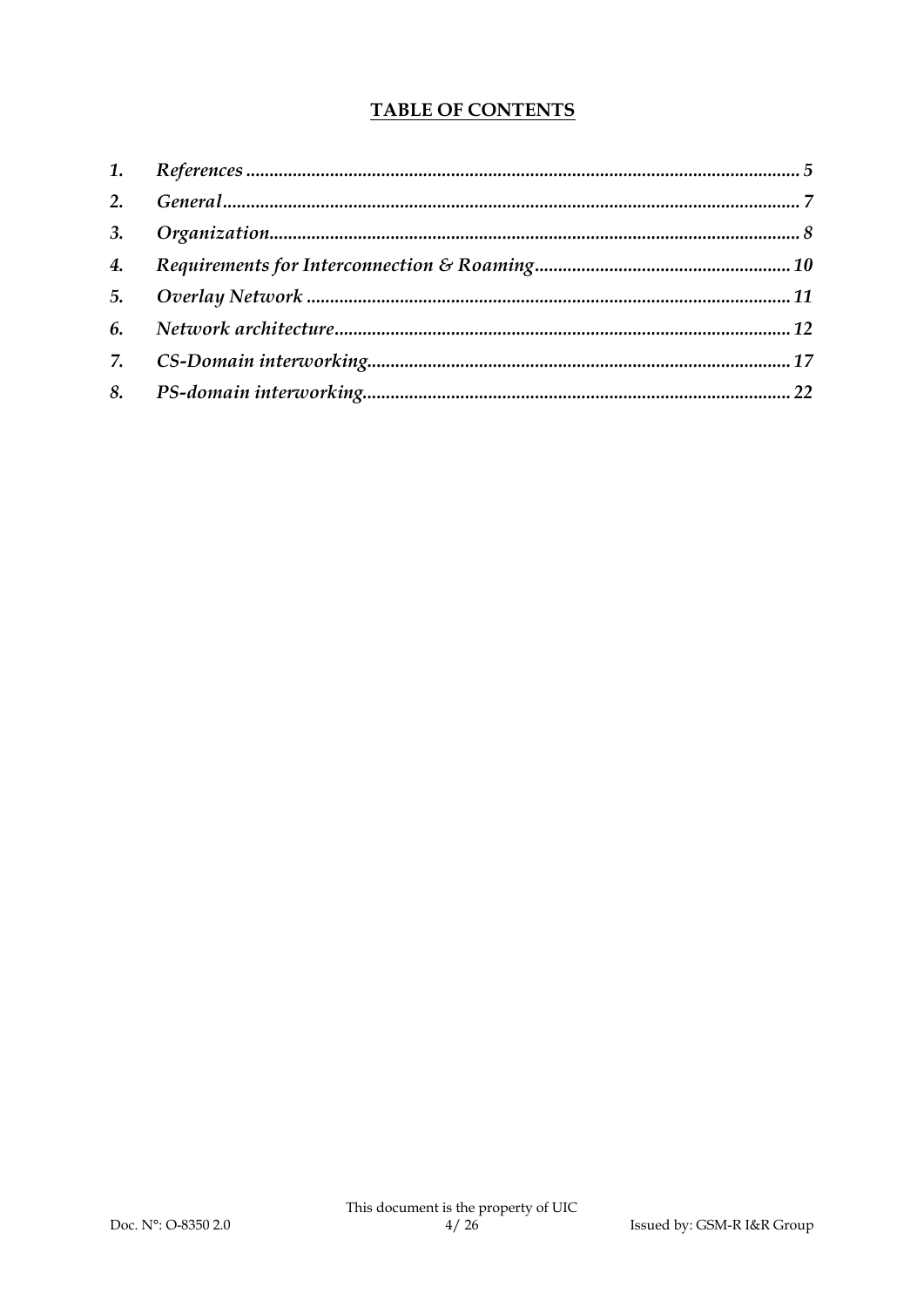# TABLE OF CONTENTS

1. *References* ........................................................ 5
2. *General* ........................................................ 7
3. *Organization* ........................................................ 8
4. *Requirements for Interconnection & Roaming* ........................................................ 10
5. *Overlay Network* ........................................................ 11
6. *Network architecture* ........................................................ 12
7. *CS-Domain interworking* ........................................................ 17
8. *PS-domain interworking* ........................................................ 22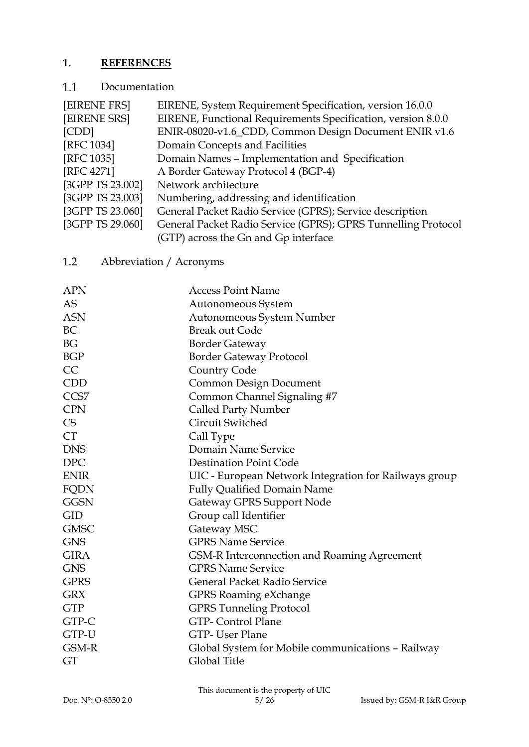# 1. REFERENCES

## 1.1 Documentation

| | |
|---|---|
| [EIRENE FRS] | EIRENE, System Requirement Specification, version 16.0.0 |
| [EIRENE SRS] | EIRENE, Functional Requirements Specification, version 8.0.0 |
| [CDD] | ENIR-08020-v1.6_CDD, Common Design Document ENIR v1.6 |
| [RFC 1034] | Domain Concepts and Facilities |
| [RFC 1035] | Domain Names – Implementation and Specification |
| [RFC 4271] | A Border Gateway Protocol 4 (BGP-4) |
| [3GPP TS 23.002] | Network architecture |
| [3GPP TS 23.003] | Numbering, addressing and identification |
| [3GPP TS 23.060] | General Packet Radio Service (GPRS); Service description |
| [3GPP TS 29.060] | General Packet Radio Service (GPRS); GPRS Tunnelling Protocol (GTP) across the Gn and Gp interface |

## 1.2 Abbreviation / Acronyms

| | |
|---|---|
| APN | Access Point Name |
| AS | Autonomeous System |
| ASN | Autonomeous System Number |
| BC | Break out Code |
| BG | Border Gateway |
| BGP | Border Gateway Protocol |
| CC | Country Code |
| CDD | Common Design Document |
| CCS7 | Common Channel Signaling #7 |
| CPN | Called Party Number |
| CS | Circuit Switched |
| CT | Call Type |
| DNS | Domain Name Service |
| DPC | Destination Point Code |
| ENIR | UIC - European Network Integration for Railways group |
| FQDN | Fully Qualified Domain Name |
| GGSN | Gateway GPRS Support Node |
| GID | Group call Identifier |
| GMSC | Gateway MSC |
| GNS | GPRS Name Service |
| GIRA | GSM-R Interconnection and Roaming Agreement |
| GNS | GPRS Name Service |
| GPRS | General Packet Radio Service |
| GRX | GPRS Roaming eXchange |
| GTP | GPRS Tunneling Protocol |
| GTP-C | GTP- Control Plane |
| GTP-U | GTP- User Plane |
| GSM-R | Global System for Mobile communications – Railway |
| GT | Global Title |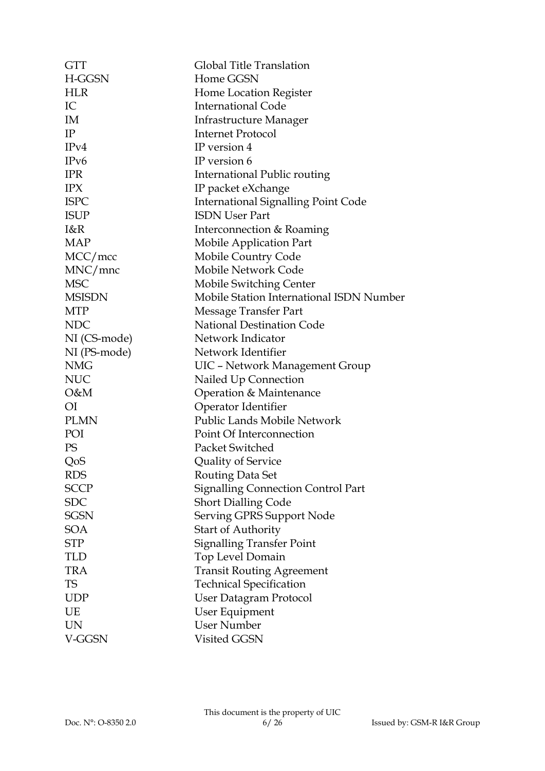| | |
|---|---|
| GTT | Global Title Translation |
| H-GGSN | Home GGSN |
| HLR | Home Location Register |
| IC | International Code |
| IM | Infrastructure Manager |
| IP | Internet Protocol |
| IPv4 | IP version 4 |
| IPv6 | IP version 6 |
| IPR | International Public routing |
| IPX | IP packet eXchange |
| ISPC | International Signalling Point Code |
| ISUP | ISDN User Part |
| I&R | Interconnection & Roaming |
| MAP | Mobile Application Part |
| MCC/mcc | Mobile Country Code |
| MNC/mnc | Mobile Network Code |
| MSC | Mobile Switching Center |
| MSISDN | Mobile Station International ISDN Number |
| MTP | Message Transfer Part |
| NDC | National Destination Code |
| NI (CS-mode) | Network Indicator |
| NI (PS-mode) | Network Identifier |
| NMG | UIC – Network Management Group |
| NUC | Nailed Up Connection |
| O&M | Operation & Maintenance |
| OI | Operator Identifier |
| PLMN | Public Lands Mobile Network |
| POI | Point Of Interconnection |
| PS | Packet Switched |
| QoS | Quality of Service |
| RDS | Routing Data Set |
| SCCP | Signalling Connection Control Part |
| SDC | Short Dialling Code |
| SGSN | Serving GPRS Support Node |
| SOA | Start of Authority |
| STP | Signalling Transfer Point |
| TLD | Top Level Domain |
| TRA | Transit Routing Agreement |
| TS | Technical Specification |
| UDP | User Datagram Protocol |
| UE | User Equipment |
| UN | User Number |
| V-GGSN | Visited GGSN |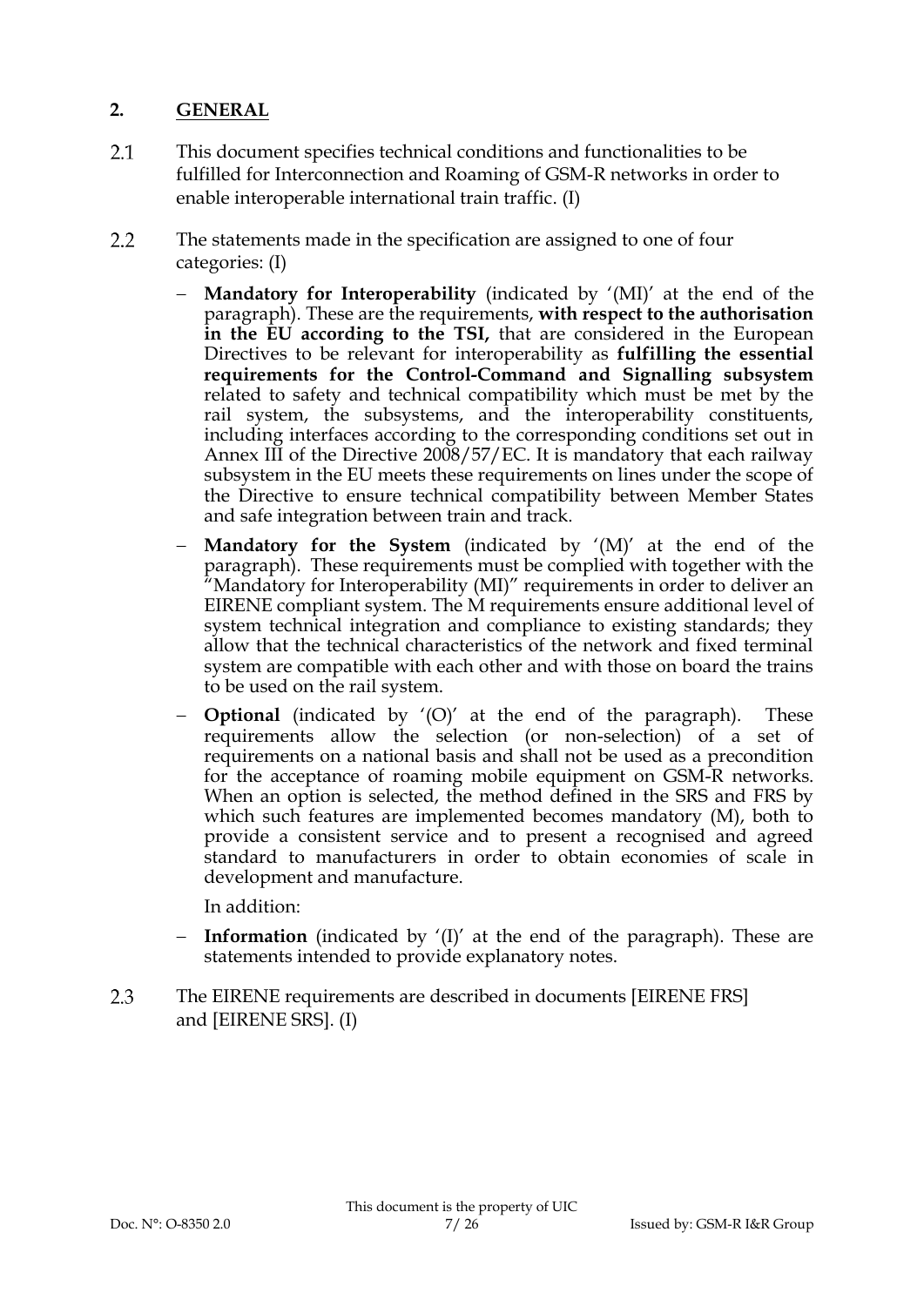## 2. GENERAL

2.1 This document specifies technical conditions and functionalities to be fulfilled for Interconnection and Roaming of GSM-R networks in order to enable interoperable international train traffic. (I)

2.2 The statements made in the specification are assigned to one of four categories: (I)

- **Mandatory for Interoperability** (indicated by '(MI)' at the end of the paragraph). These are the requirements, **with respect to the authorisation in the EU according to the TSI,** that are considered in the European Directives to be relevant for interoperability as **fulfilling the essential requirements for the Control-Command and Signalling subsystem** related to safety and technical compatibility which must be met by the rail system, the subsystems, and the interoperability constituents, including interfaces according to the corresponding conditions set out in Annex III of the Directive 2008/57/EC. It is mandatory that each railway subsystem in the EU meets these requirements on lines under the scope of the Directive to ensure technical compatibility between Member States and safe integration between train and track.
- **Mandatory for the System** (indicated by '(M)' at the end of the paragraph). These requirements must be complied with together with the "Mandatory for Interoperability (MI)" requirements in order to deliver an EIRENE compliant system. The M requirements ensure additional level of system technical integration and compliance to existing standards; they allow that the technical characteristics of the network and fixed terminal system are compatible with each other and with those on board the trains to be used on the rail system.
- **Optional** (indicated by '(O)' at the end of the paragraph). These requirements allow the selection (or non-selection) of a set of requirements on a national basis and shall not be used as a precondition for the acceptance of roaming mobile equipment on GSM-R networks. When an option is selected, the method defined in the SRS and FRS by which such features are implemented becomes mandatory (M), both to provide a consistent service and to present a recognised and agreed standard to manufacturers in order to obtain economies of scale in development and manufacture.

  In addition:

- **Information** (indicated by '(I)' at the end of the paragraph). These are statements intended to provide explanatory notes.

2.3 The EIRENE requirements are described in documents [EIRENE FRS] and [EIRENE SRS]. (I)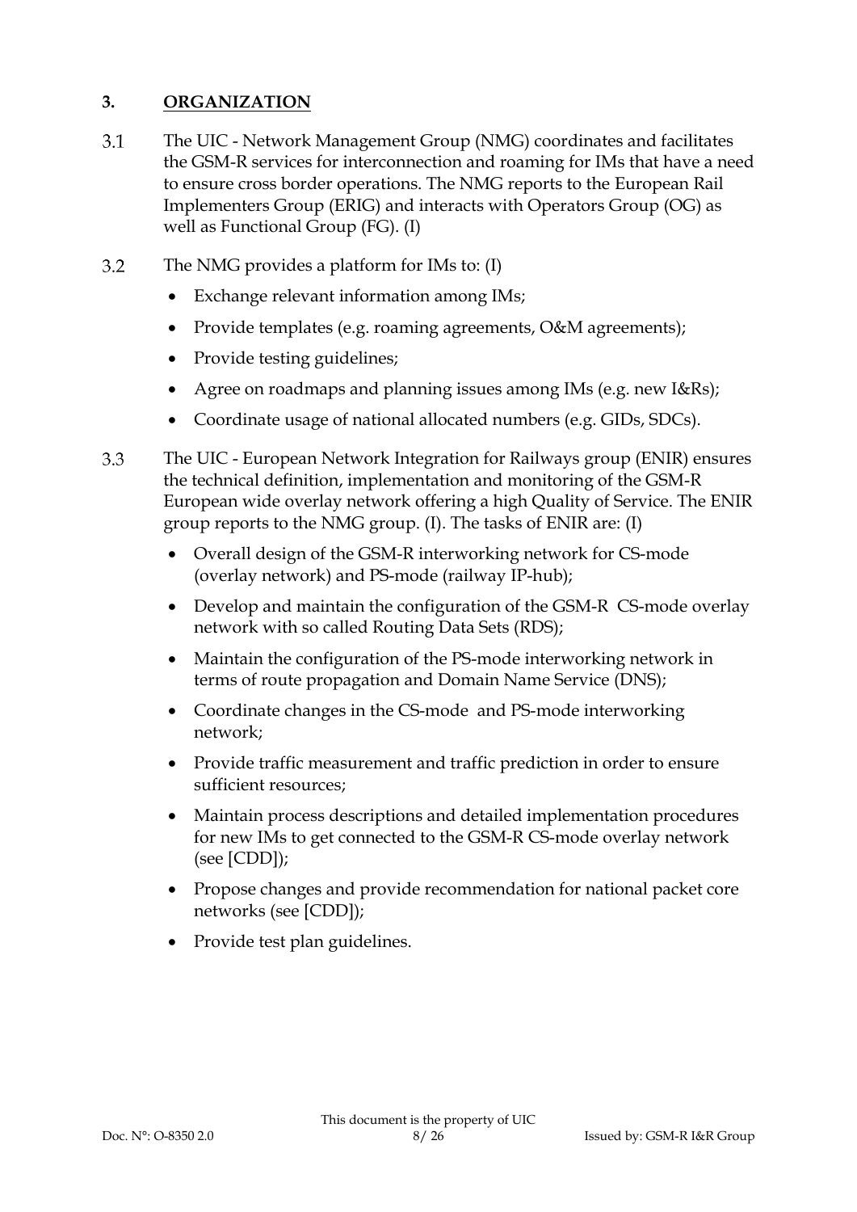# 3. ORGANIZATION

3.1 The UIC - Network Management Group (NMG) coordinates and facilitates the GSM-R services for interconnection and roaming for IMs that have a need to ensure cross border operations. The NMG reports to the European Rail Implementers Group (ERIG) and interacts with Operators Group (OG) as well as Functional Group (FG). (I)

3.2 The NMG provides a platform for IMs to: (I)

- Exchange relevant information among IMs;
- Provide templates (e.g. roaming agreements, O&M agreements);
- Provide testing guidelines;
- Agree on roadmaps and planning issues among IMs (e.g. new I&Rs);
- Coordinate usage of national allocated numbers (e.g. GIDs, SDCs).

3.3 The UIC - European Network Integration for Railways group (ENIR) ensures the technical definition, implementation and monitoring of the GSM-R European wide overlay network offering a high Quality of Service. The ENIR group reports to the NMG group. (I). The tasks of ENIR are: (I)

- Overall design of the GSM-R interworking network for CS-mode (overlay network) and PS-mode (railway IP-hub);
- Develop and maintain the configuration of the GSM-R CS-mode overlay network with so called Routing Data Sets (RDS);
- Maintain the configuration of the PS-mode interworking network in terms of route propagation and Domain Name Service (DNS);
- Coordinate changes in the CS-mode and PS-mode interworking network;
- Provide traffic measurement and traffic prediction in order to ensure sufficient resources;
- Maintain process descriptions and detailed implementation procedures for new IMs to get connected to the GSM-R CS-mode overlay network (see [CDD]);
- Propose changes and provide recommendation for national packet core networks (see [CDD]);
- Provide test plan guidelines.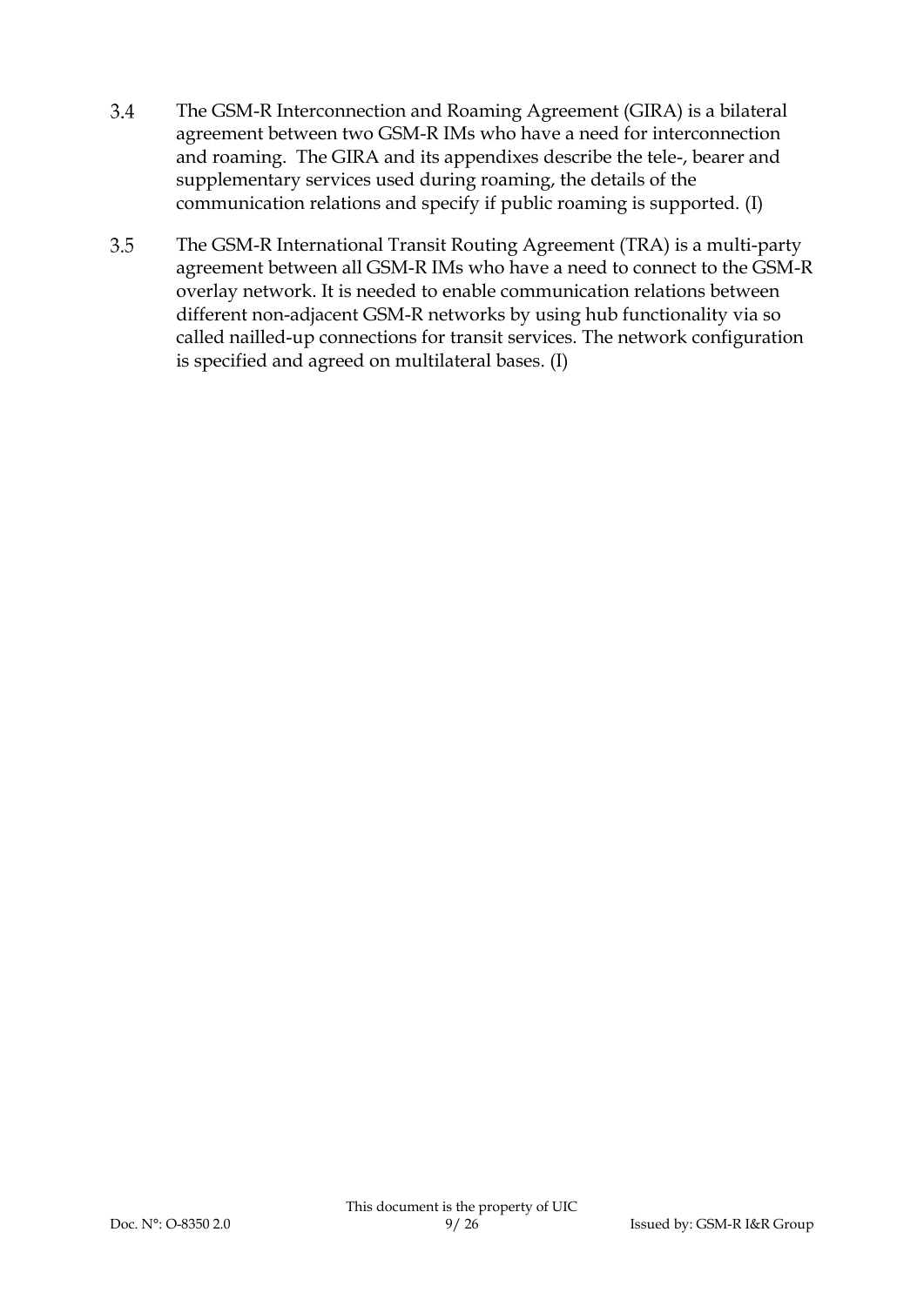3.4 The GSM-R Interconnection and Roaming Agreement (GIRA) is a bilateral agreement between two GSM-R IMs who have a need for interconnection and roaming. The GIRA and its appendixes describe the tele-, bearer and supplementary services used during roaming, the details of the communication relations and specify if public roaming is supported. (I)

3.5 The GSM-R International Transit Routing Agreement (TRA) is a multi-party agreement between all GSM-R IMs who have a need to connect to the GSM-R overlay network. It is needed to enable communication relations between different non-adjacent GSM-R networks by using hub functionality via so called nailled-up connections for transit services. The network configuration is specified and agreed on multilateral bases. (I)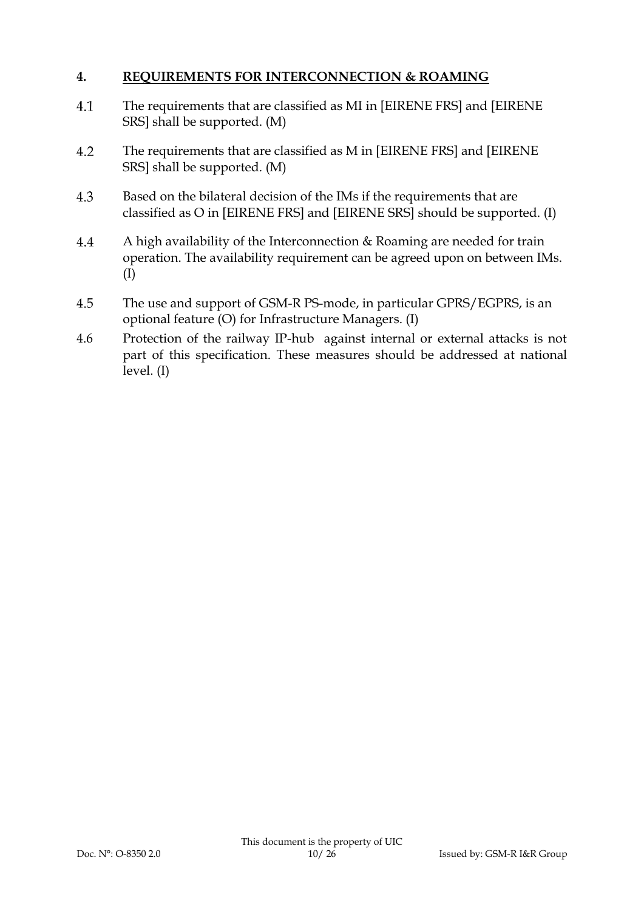## 4. REQUIREMENTS FOR INTERCONNECTION & ROAMING

4.1 The requirements that are classified as MI in [EIRENE FRS] and [EIRENE SRS] shall be supported. (M)

4.2 The requirements that are classified as M in [EIRENE FRS] and [EIRENE SRS] shall be supported. (M)

4.3 Based on the bilateral decision of the IMs if the requirements that are classified as O in [EIRENE FRS] and [EIRENE SRS] should be supported. (I)

4.4 A high availability of the Interconnection & Roaming are needed for train operation. The availability requirement can be agreed upon on between IMs. (I)

4.5 The use and support of GSM-R PS-mode, in particular GPRS/EGPRS, is an optional feature (O) for Infrastructure Managers. (I)

4.6 Protection of the railway IP-hub against internal or external attacks is not part of this specification. These measures should be addressed at national level. (I)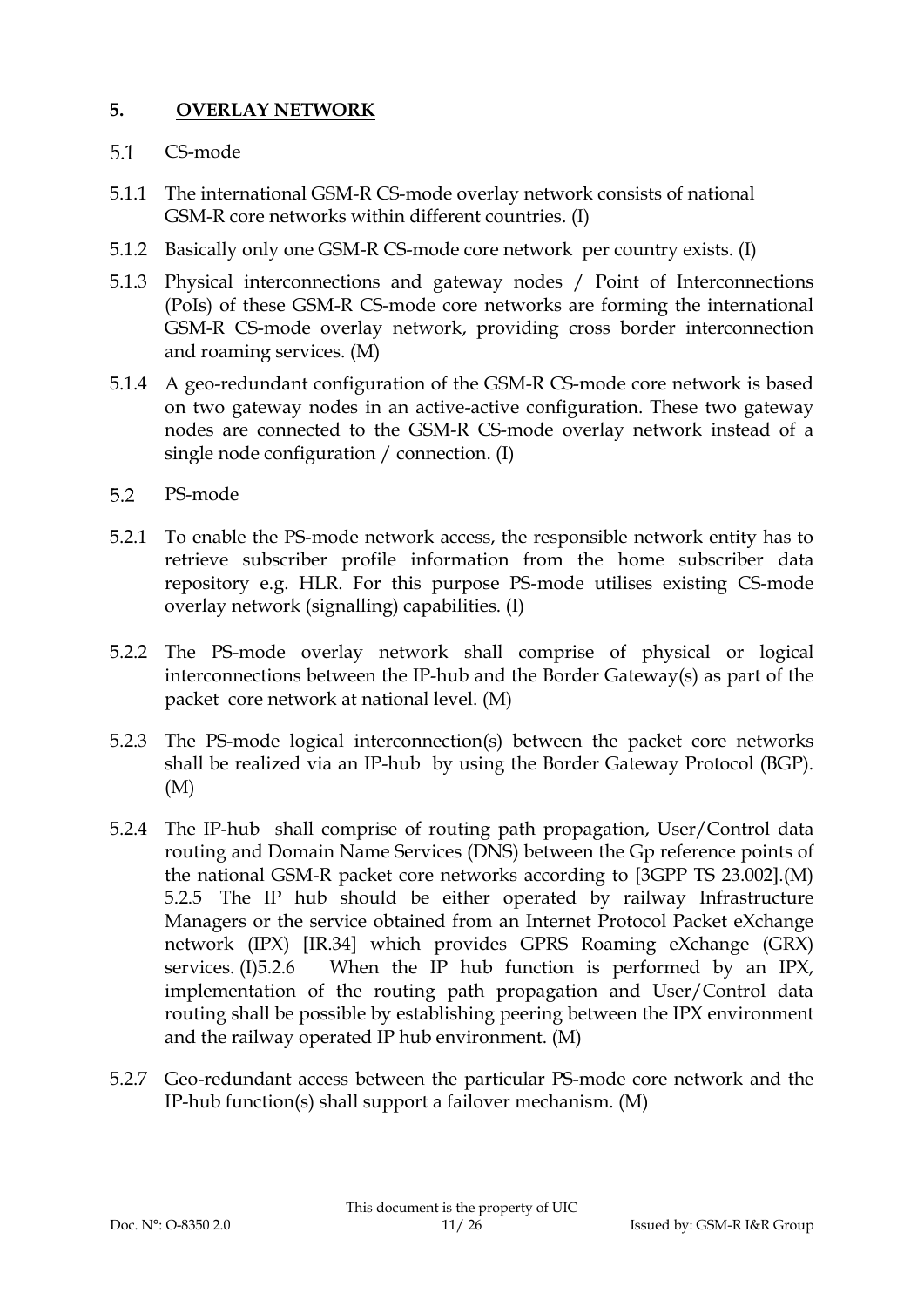## 5. OVERLAY NETWORK

### 5.1 CS-mode

5.1.1 The international GSM-R CS-mode overlay network consists of national GSM-R core networks within different countries. (I)

5.1.2 Basically only one GSM-R CS-mode core network per country exists. (I)

5.1.3 Physical interconnections and gateway nodes / Point of Interconnections (PoIs) of these GSM-R CS-mode core networks are forming the international GSM-R CS-mode overlay network, providing cross border interconnection and roaming services. (M)

5.1.4 A geo-redundant configuration of the GSM-R CS-mode core network is based on two gateway nodes in an active-active configuration. These two gateway nodes are connected to the GSM-R CS-mode overlay network instead of a single node configuration / connection. (I)

### 5.2 PS-mode

5.2.1 To enable the PS-mode network access, the responsible network entity has to retrieve subscriber profile information from the home subscriber data repository e.g. HLR. For this purpose PS-mode utilises existing CS-mode overlay network (signalling) capabilities. (I)

5.2.2 The PS-mode overlay network shall comprise of physical or logical interconnections between the IP-hub and the Border Gateway(s) as part of the packet core network at national level. (M)

5.2.3 The PS-mode logical interconnection(s) between the packet core networks shall be realized via an IP-hub by using the Border Gateway Protocol (BGP). (M)

5.2.4 The IP-hub shall comprise of routing path propagation, User/Control data routing and Domain Name Services (DNS) between the Gp reference points of the national GSM-R packet core networks according to [3GPP TS 23.002].(M)

5.2.5 The IP hub should be either operated by railway Infrastructure Managers or the service obtained from an Internet Protocol Packet eXchange network (IPX) [IR.34] which provides GPRS Roaming eXchange (GRX) services. (I)

5.2.6 When the IP hub function is performed by an IPX, implementation of the routing path propagation and User/Control data routing shall be possible by establishing peering between the IPX environment and the railway operated IP hub environment. (M)

5.2.7 Geo-redundant access between the particular PS-mode core network and the IP-hub function(s) shall support a failover mechanism. (M)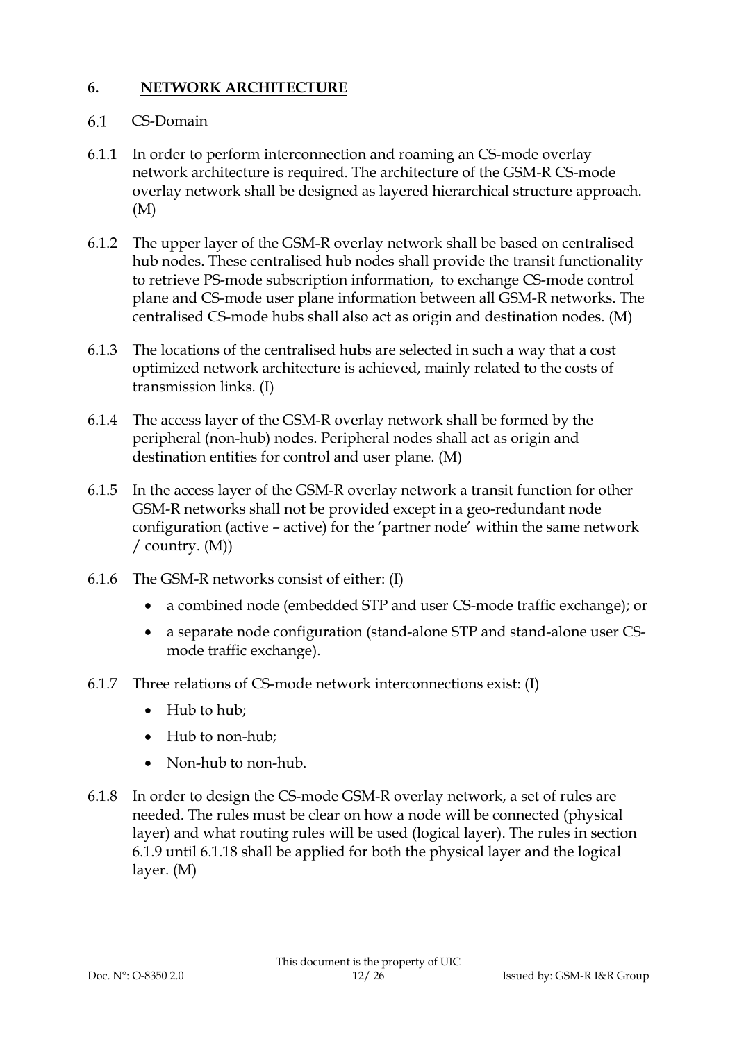# 6. NETWORK ARCHITECTURE

## 6.1 CS-Domain

6.1.1 In order to perform interconnection and roaming an CS-mode overlay network architecture is required. The architecture of the GSM-R CS-mode overlay network shall be designed as layered hierarchical structure approach. (M)

6.1.2 The upper layer of the GSM-R overlay network shall be based on centralised hub nodes. These centralised hub nodes shall provide the transit functionality to retrieve PS-mode subscription information, to exchange CS-mode control plane and CS-mode user plane information between all GSM-R networks. The centralised CS-mode hubs shall also act as origin and destination nodes. (M)

6.1.3 The locations of the centralised hubs are selected in such a way that a cost optimized network architecture is achieved, mainly related to the costs of transmission links. (I)

6.1.4 The access layer of the GSM-R overlay network shall be formed by the peripheral (non-hub) nodes. Peripheral nodes shall act as origin and destination entities for control and user plane. (M)

6.1.5 In the access layer of the GSM-R overlay network a transit function for other GSM-R networks shall not be provided except in a geo-redundant node configuration (active – active) for the 'partner node' within the same network / country. (M))

6.1.6 The GSM-R networks consist of either: (I)

- a combined node (embedded STP and user CS-mode traffic exchange); or
- a separate node configuration (stand-alone STP and stand-alone user CS-mode traffic exchange).

6.1.7 Three relations of CS-mode network interconnections exist: (I)

- Hub to hub;
- Hub to non-hub;
- Non-hub to non-hub.

6.1.8 In order to design the CS-mode GSM-R overlay network, a set of rules are needed. The rules must be clear on how a node will be connected (physical layer) and what routing rules will be used (logical layer). The rules in section 6.1.9 until 6.1.18 shall be applied for both the physical layer and the logical layer. (M)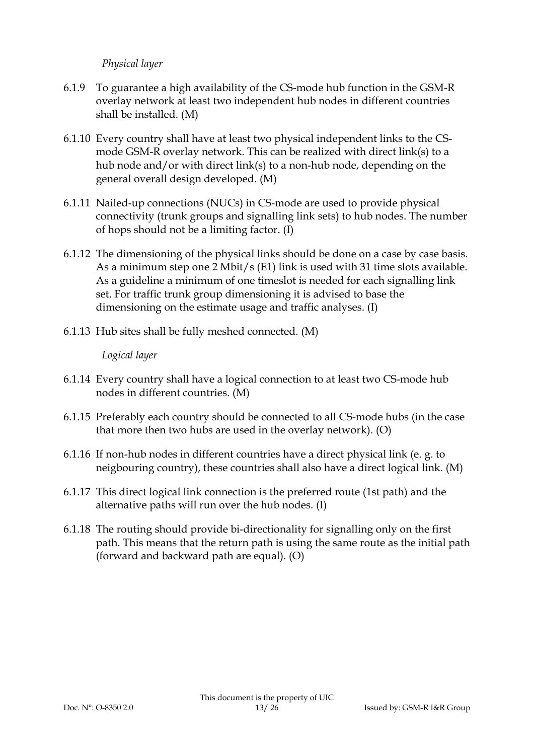*Physical layer*

6.1.9 To guarantee a high availability of the CS-mode hub function in the GSM-R overlay network at least two independent hub nodes in different countries shall be installed. (M)

6.1.10 Every country shall have at least two physical independent links to the CS-mode GSM-R overlay network. This can be realized with direct link(s) to a hub node and/or with direct link(s) to a non-hub node, depending on the general overall design developed. (M)

6.1.11 Nailed-up connections (NUCs) in CS-mode are used to provide physical connectivity (trunk groups and signalling link sets) to hub nodes. The number of hops should not be a limiting factor. (I)

6.1.12 The dimensioning of the physical links should be done on a case by case basis. As a minimum step one 2 Mbit/s (E1) link is used with 31 time slots available. As a guideline a minimum of one timeslot is needed for each signalling link set. For traffic trunk group dimensioning it is advised to base the dimensioning on the estimate usage and traffic analyses. (I)

6.1.13 Hub sites shall be fully meshed connected. (M)

*Logical layer*

6.1.14 Every country shall have a logical connection to at least two CS-mode hub nodes in different countries. (M)

6.1.15 Preferably each country should be connected to all CS-mode hubs (in the case that more then two hubs are used in the overlay network). (O)

6.1.16 If non-hub nodes in different countries have a direct physical link (e. g. to neigbouring country), these countries shall also have a direct logical link. (M)

6.1.17 This direct logical link connection is the preferred route (1st path) and the alternative paths will run over the hub nodes. (I)

6.1.18 The routing should provide bi-directionality for signalling only on the first path. This means that the return path is using the same route as the initial path (forward and backward path are equal). (O)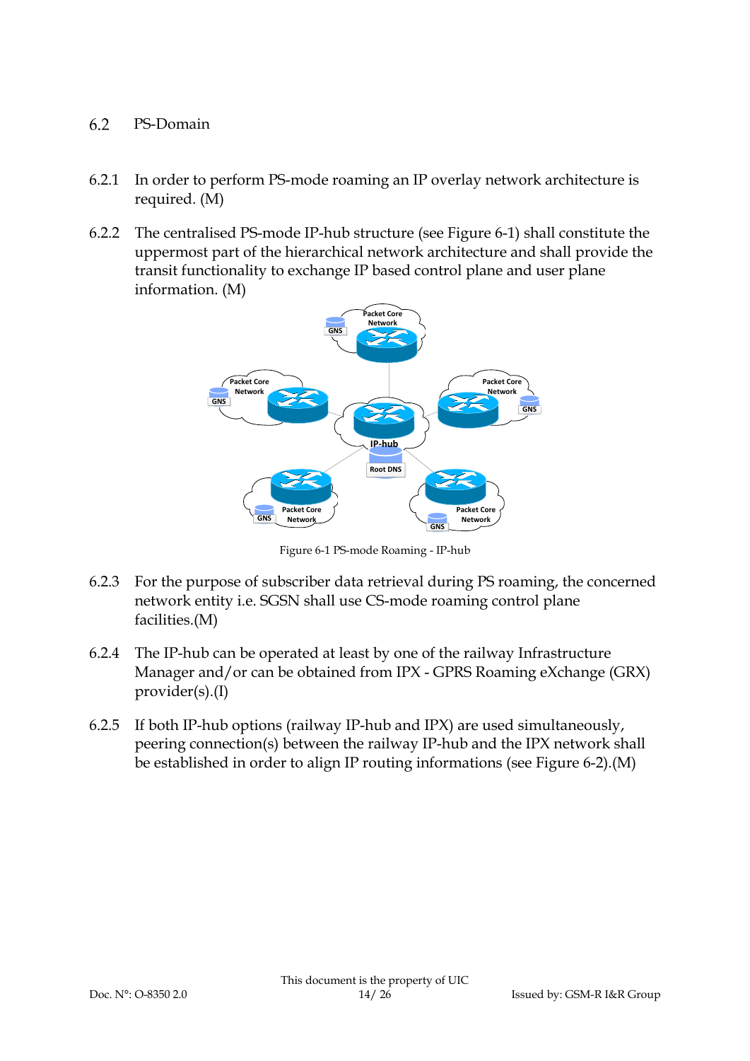## 6.2 PS-Domain

6.2.1 In order to perform PS-mode roaming an IP overlay network architecture is required. (M)

6.2.2 The centralised PS-mode IP-hub structure (see Figure 6-1) shall constitute the uppermost part of the hierarchical network architecture and shall provide the transit functionality to exchange IP based control plane and user plane information. (M)

Figure 6-1 PS-mode Roaming - IP-hub

6.2.3 For the purpose of subscriber data retrieval during PS roaming, the concerned network entity i.e. SGSN shall use CS-mode roaming control plane facilities.(M)

6.2.4 The IP-hub can be operated at least by one of the railway Infrastructure Manager and/or can be obtained from IPX - GPRS Roaming eXchange (GRX) provider(s).(I)

6.2.5 If both IP-hub options (railway IP-hub and IPX) are used simultaneously, peering connection(s) between the railway IP-hub and the IPX network shall be established in order to align IP routing informations (see Figure 6-2).(M)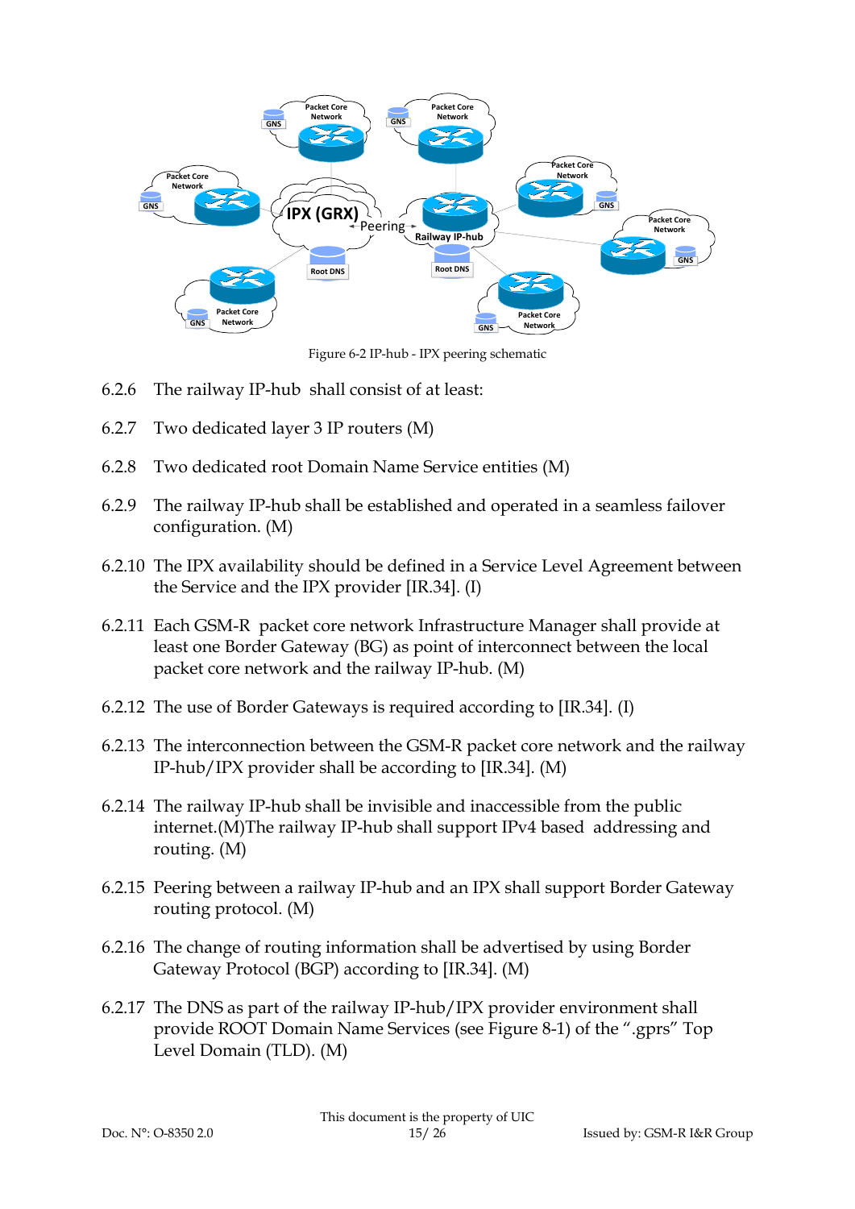Figure 6-2 IP-hub - IPX peering schematic

6.2.6 The railway IP-hub shall consist of at least:

6.2.7 Two dedicated layer 3 IP routers (M)

6.2.8 Two dedicated root Domain Name Service entities (M)

6.2.9 The railway IP-hub shall be established and operated in a seamless failover configuration. (M)

6.2.10 The IPX availability should be defined in a Service Level Agreement between the Service and the IPX provider [IR.34]. (I)

6.2.11 Each GSM-R packet core network Infrastructure Manager shall provide at least one Border Gateway (BG) as point of interconnect between the local packet core network and the railway IP-hub. (M)

6.2.12 The use of Border Gateways is required according to [IR.34]. (I)

6.2.13 The interconnection between the GSM-R packet core network and the railway IP-hub/IPX provider shall be according to [IR.34]. (M)

6.2.14 The railway IP-hub shall be invisible and inaccessible from the public internet.(M)The railway IP-hub shall support IPv4 based addressing and routing. (M)

6.2.15 Peering between a railway IP-hub and an IPX shall support Border Gateway routing protocol. (M)

6.2.16 The change of routing information shall be advertised by using Border Gateway Protocol (BGP) according to [IR.34]. (M)

6.2.17 The DNS as part of the railway IP-hub/IPX provider environment shall provide ROOT Domain Name Services (see Figure 8-1) of the ".gprs" Top Level Domain (TLD). (M)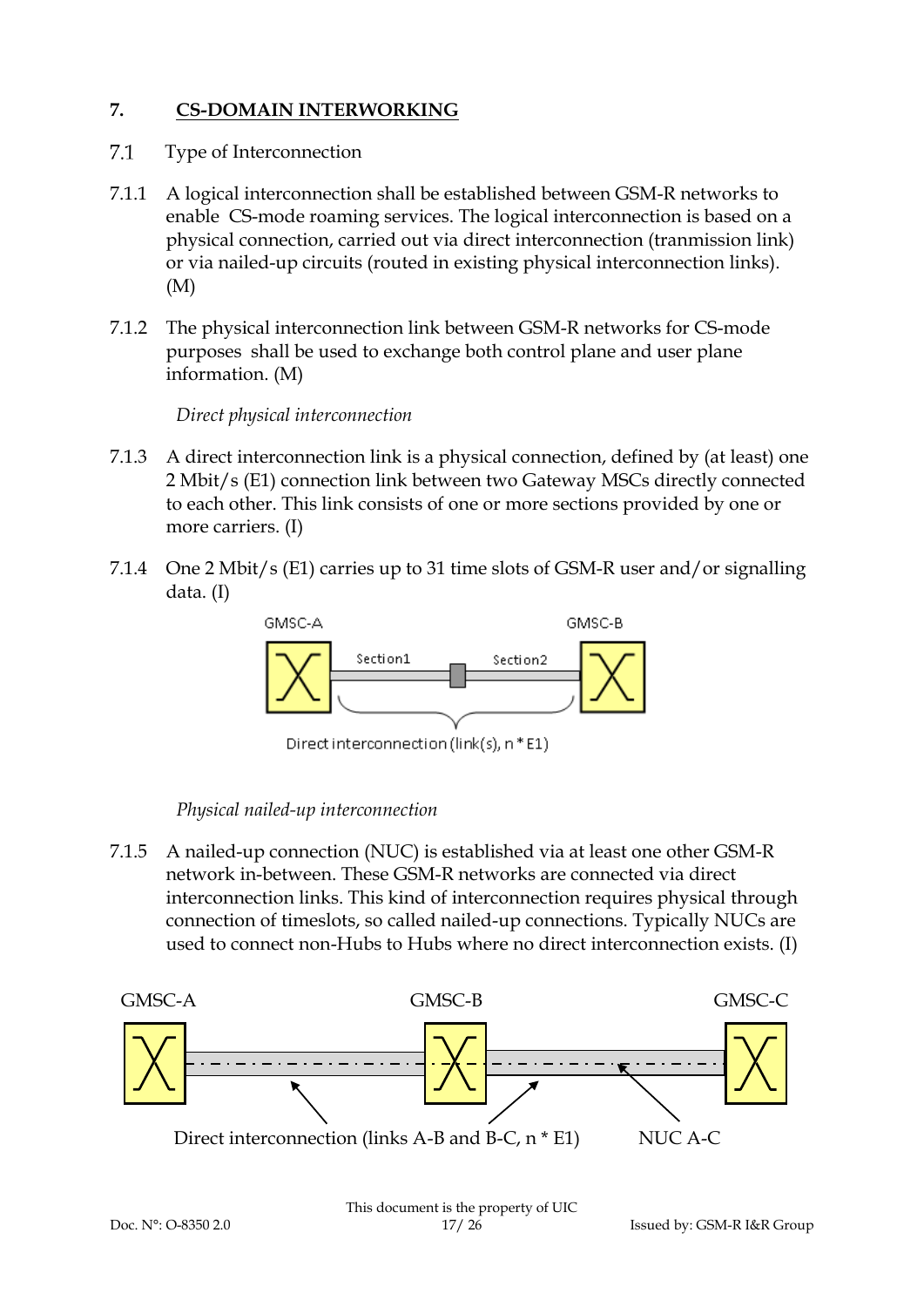## 7. CS-DOMAIN INTERWORKING

### 7.1 Type of Interconnection

7.1.1 A logical interconnection shall be established between GSM-R networks to enable CS-mode roaming services. The logical interconnection is based on a physical connection, carried out via direct interconnection (tranmission link) or via nailed-up circuits (routed in existing physical interconnection links). (M)

7.1.2 The physical interconnection link between GSM-R networks for CS-mode purposes shall be used to exchange both control plane and user plane information. (M)

*Direct physical interconnection*

7.1.3 A direct interconnection link is a physical connection, defined by (at least) one 2 Mbit/s (E1) connection link between two Gateway MSCs directly connected to each other. This link consists of one or more sections provided by one or more carriers. (I)

7.1.4 One 2 Mbit/s (E1) carries up to 31 time slots of GSM-R user and/or signalling data. (I)

GMSC-A — Section1 — Section2 — GMSC-B

Direct interconnection (link(s), n * E1)

*Physical nailed-up interconnection*

7.1.5 A nailed-up connection (NUC) is established via at least one other GSM-R network in-between. These GSM-R networks are connected via direct interconnection links. This kind of interconnection requires physical through connection of timeslots, so called nailed-up connections. Typically NUCs are used to connect non-Hubs to Hubs where no direct interconnection exists. (I)

GMSC-A — GMSC-B — GMSC-C

Direct interconnection (links A-B and B-C, n * E1) NUC A-C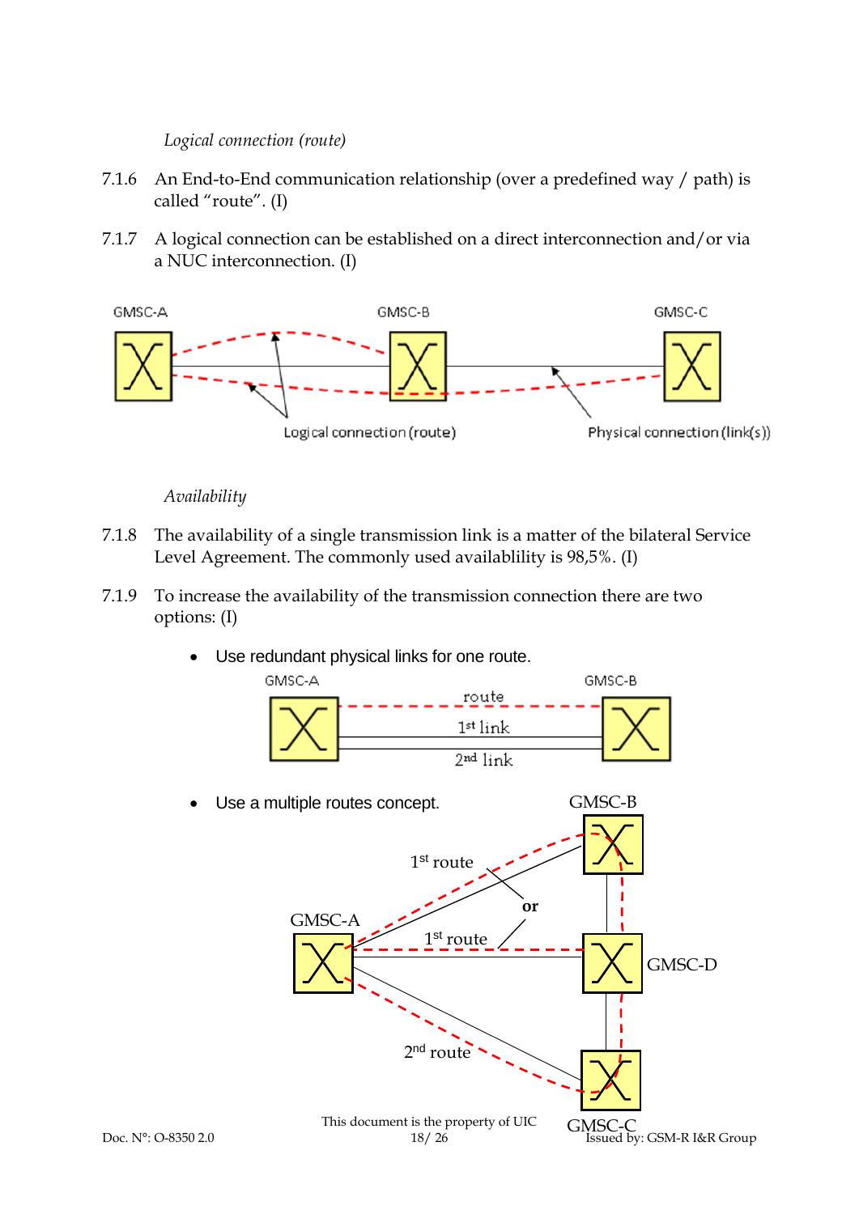*Logical connection (route)*

7.1.6 An End-to-End communication relationship (over a predefined way / path) is called “route”. (I)

7.1.7 A logical connection can be established on a direct interconnection and/or via a NUC interconnection. (I)

*Availability*

7.1.8 The availability of a single transmission link is a matter of the bilateral Service Level Agreement. The commonly used availablility is 98,5%. (I)

7.1.9 To increase the availability of the transmission connection there are two options: (I)

- Use redundant physical links for one route.
- Use a multiple routes concept.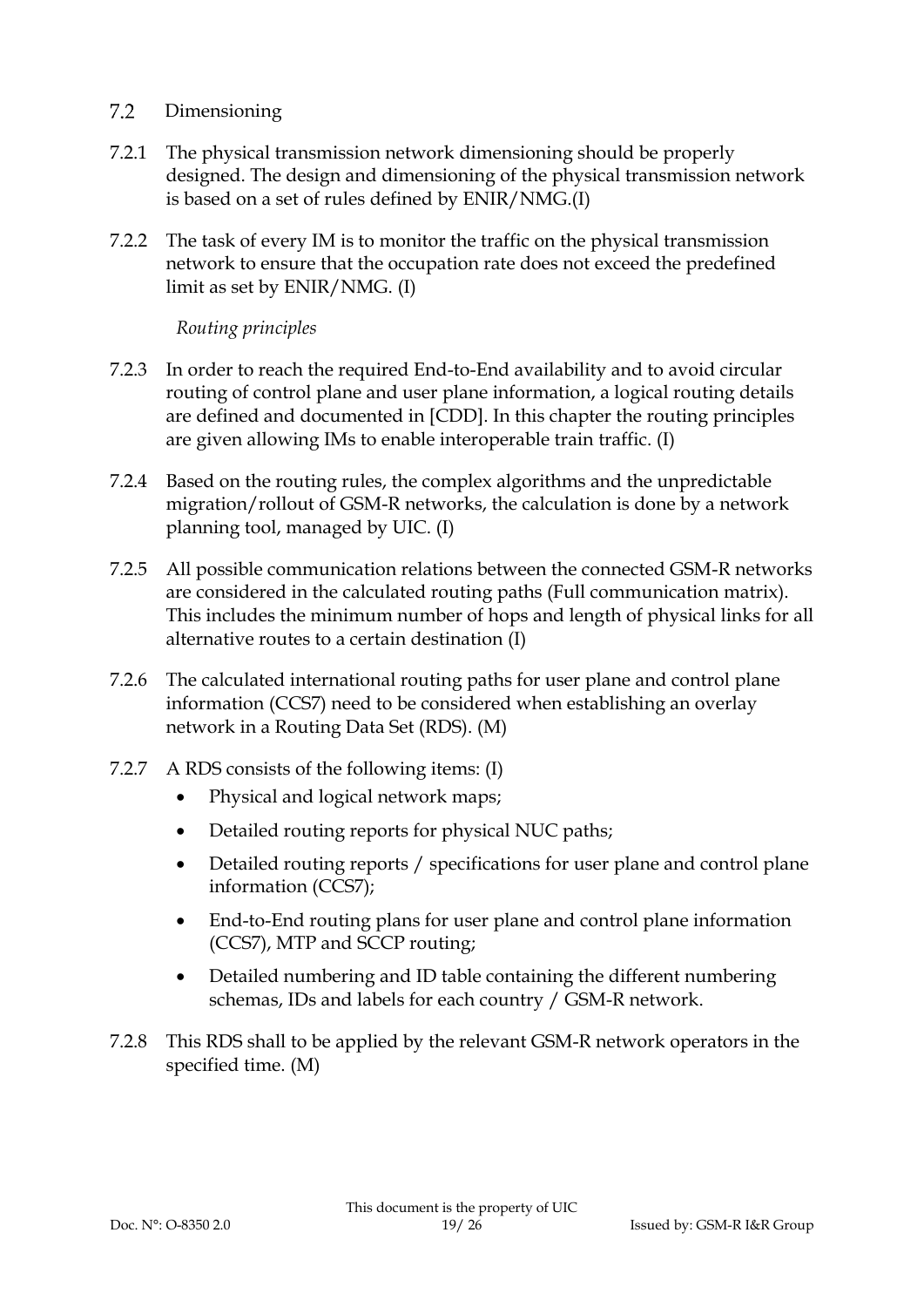## 7.2 Dimensioning

7.2.1 The physical transmission network dimensioning should be properly designed. The design and dimensioning of the physical transmission network is based on a set of rules defined by ENIR/NMG.(I)

7.2.2 The task of every IM is to monitor the traffic on the physical transmission network to ensure that the occupation rate does not exceed the predefined limit as set by ENIR/NMG. (I)

*Routing principles*

7.2.3 In order to reach the required End-to-End availability and to avoid circular routing of control plane and user plane information, a logical routing details are defined and documented in [CDD]. In this chapter the routing principles are given allowing IMs to enable interoperable train traffic. (I)

7.2.4 Based on the routing rules, the complex algorithms and the unpredictable migration/rollout of GSM-R networks, the calculation is done by a network planning tool, managed by UIC. (I)

7.2.5 All possible communication relations between the connected GSM-R networks are considered in the calculated routing paths (Full communication matrix). This includes the minimum number of hops and length of physical links for all alternative routes to a certain destination (I)

7.2.6 The calculated international routing paths for user plane and control plane information (CCS7) need to be considered when establishing an overlay network in a Routing Data Set (RDS). (M)

7.2.7 A RDS consists of the following items: (I)

- Physical and logical network maps;
- Detailed routing reports for physical NUC paths;
- Detailed routing reports / specifications for user plane and control plane information (CCS7);
- End-to-End routing plans for user plane and control plane information (CCS7), MTP and SCCP routing;
- Detailed numbering and ID table containing the different numbering schemas, IDs and labels for each country / GSM-R network.

7.2.8 This RDS shall to be applied by the relevant GSM-R network operators in the specified time. (M)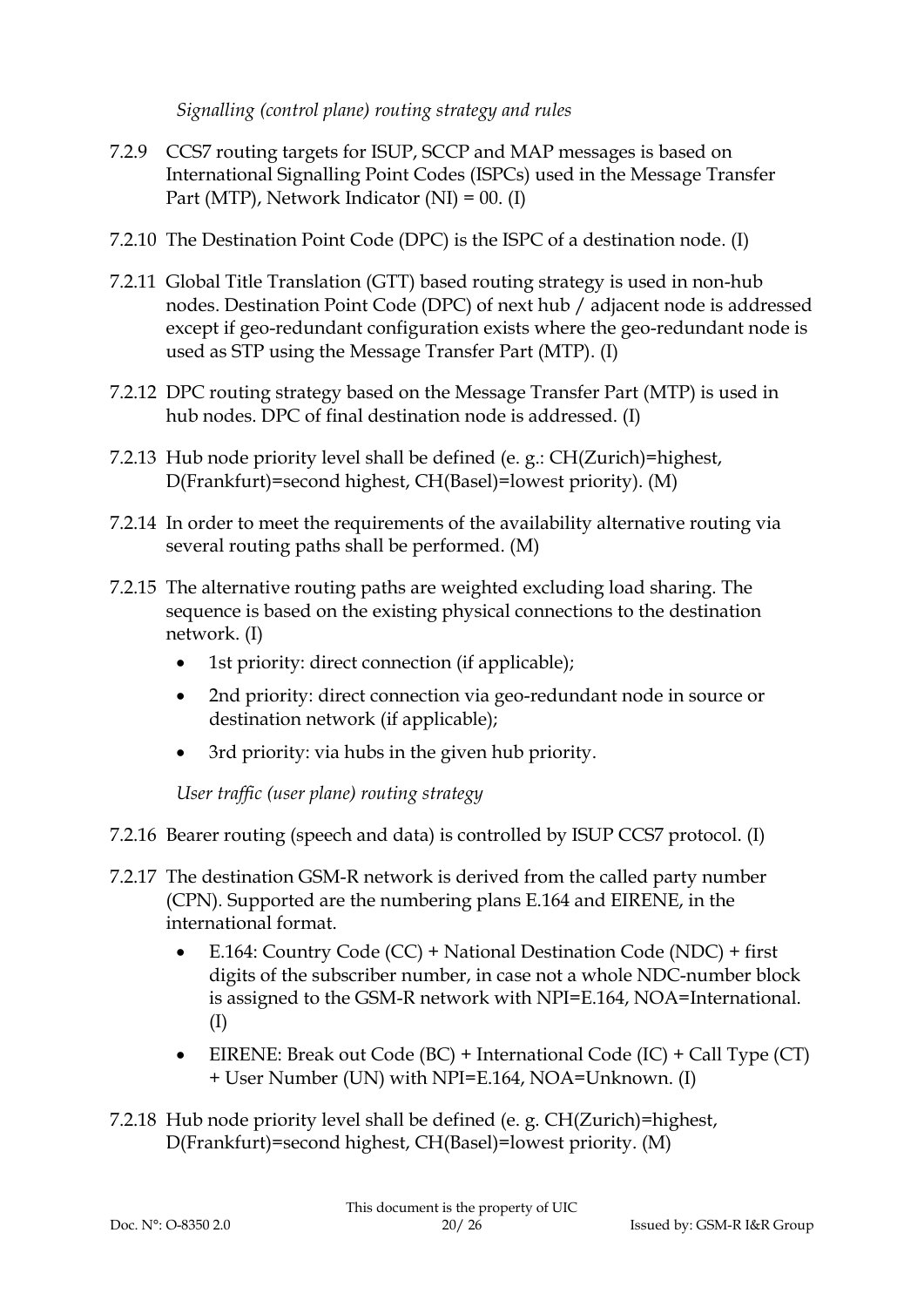*Signalling (control plane) routing strategy and rules*

7.2.9 CCS7 routing targets for ISUP, SCCP and MAP messages is based on International Signalling Point Codes (ISPCs) used in the Message Transfer Part (MTP), Network Indicator (NI) = 00. (I)

7.2.10 The Destination Point Code (DPC) is the ISPC of a destination node. (I)

7.2.11 Global Title Translation (GTT) based routing strategy is used in non-hub nodes. Destination Point Code (DPC) of next hub / adjacent node is addressed except if geo-redundant configuration exists where the geo-redundant node is used as STP using the Message Transfer Part (MTP). (I)

7.2.12 DPC routing strategy based on the Message Transfer Part (MTP) is used in hub nodes. DPC of final destination node is addressed. (I)

7.2.13 Hub node priority level shall be defined (e. g.: CH(Zurich)=highest, D(Frankfurt)=second highest, CH(Basel)=lowest priority). (M)

7.2.14 In order to meet the requirements of the availability alternative routing via several routing paths shall be performed. (M)

7.2.15 The alternative routing paths are weighted excluding load sharing. The sequence is based on the existing physical connections to the destination network. (I)

- 1st priority: direct connection (if applicable);
- 2nd priority: direct connection via geo-redundant node in source or destination network (if applicable);
- 3rd priority: via hubs in the given hub priority.

*User traffic (user plane) routing strategy*

7.2.16 Bearer routing (speech and data) is controlled by ISUP CCS7 protocol. (I)

7.2.17 The destination GSM-R network is derived from the called party number (CPN). Supported are the numbering plans E.164 and EIRENE, in the international format.

- E.164: Country Code (CC) + National Destination Code (NDC) + first digits of the subscriber number, in case not a whole NDC-number block is assigned to the GSM-R network with NPI=E.164, NOA=International. (I)
- EIRENE: Break out Code (BC) + International Code (IC) + Call Type (CT) + User Number (UN) with NPI=E.164, NOA=Unknown. (I)

7.2.18 Hub node priority level shall be defined (e. g. CH(Zurich)=highest, D(Frankfurt)=second highest, CH(Basel)=lowest priority. (M)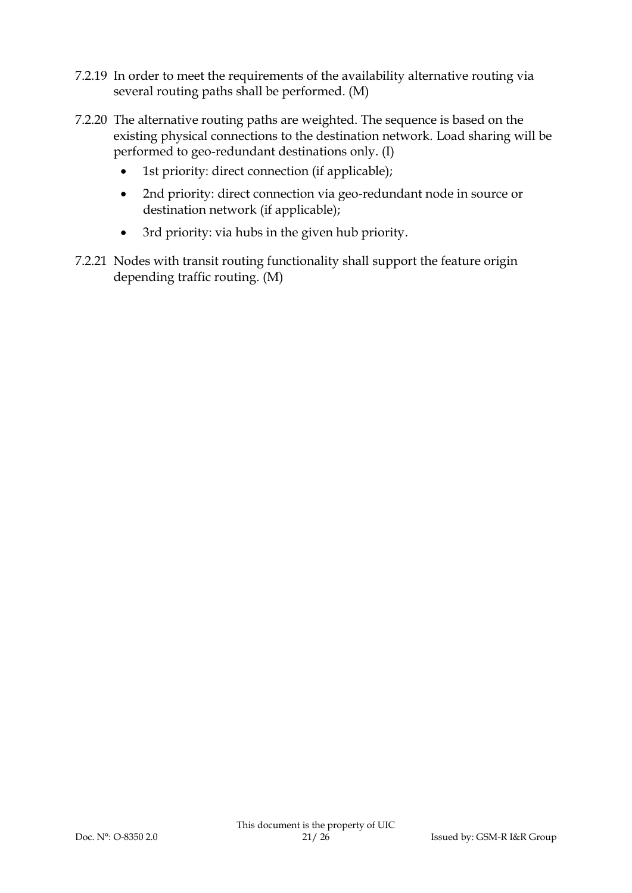7.2.19 In order to meet the requirements of the availability alternative routing via several routing paths shall be performed. (M)

7.2.20 The alternative routing paths are weighted. The sequence is based on the existing physical connections to the destination network. Load sharing will be performed to geo-redundant destinations only. (I)

- 1st priority: direct connection (if applicable);
- 2nd priority: direct connection via geo-redundant node in source or destination network (if applicable);
- 3rd priority: via hubs in the given hub priority.

7.2.21 Nodes with transit routing functionality shall support the feature origin depending traffic routing. (M)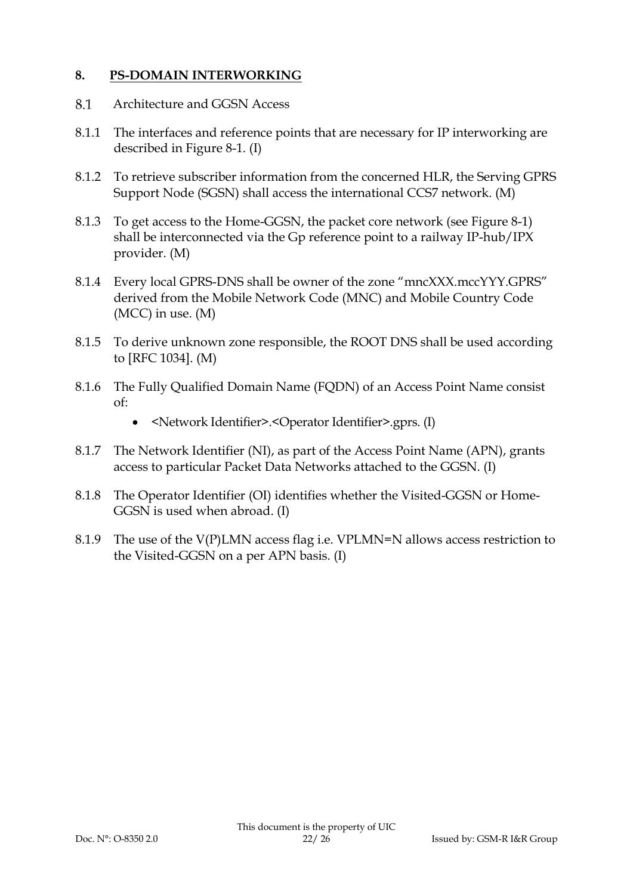# 8. <u>PS-DOMAIN INTERWORKING</u>

## 8.1 Architecture and GGSN Access

8.1.1 The interfaces and reference points that are necessary for IP interworking are described in Figure 8-1. (I)

8.1.2 To retrieve subscriber information from the concerned HLR, the Serving GPRS Support Node (SGSN) shall access the international CCS7 network. (M)

8.1.3 To get access to the Home-GGSN, the packet core network (see Figure 8-1) shall be interconnected via the Gp reference point to a railway IP-hub/IPX provider. (M)

8.1.4 Every local GPRS-DNS shall be owner of the zone "mncXXX.mccYYY.GPRS" derived from the Mobile Network Code (MNC) and Mobile Country Code (MCC) in use. (M)

8.1.5 To derive unknown zone responsible, the ROOT DNS shall be used according to [RFC 1034]. (M)

8.1.6 The Fully Qualified Domain Name (FQDN) of an Access Point Name consist of:

- <Network Identifier>.<Operator Identifier>.gprs. (I)

8.1.7 The Network Identifier (NI), as part of the Access Point Name (APN), grants access to particular Packet Data Networks attached to the GGSN. (I)

8.1.8 The Operator Identifier (OI) identifies whether the Visited-GGSN or Home-GGSN is used when abroad. (I)

8.1.9 The use of the V(P)LMN access flag i.e. VPLMN=N allows access restriction to the Visited-GGSN on a per APN basis. (I)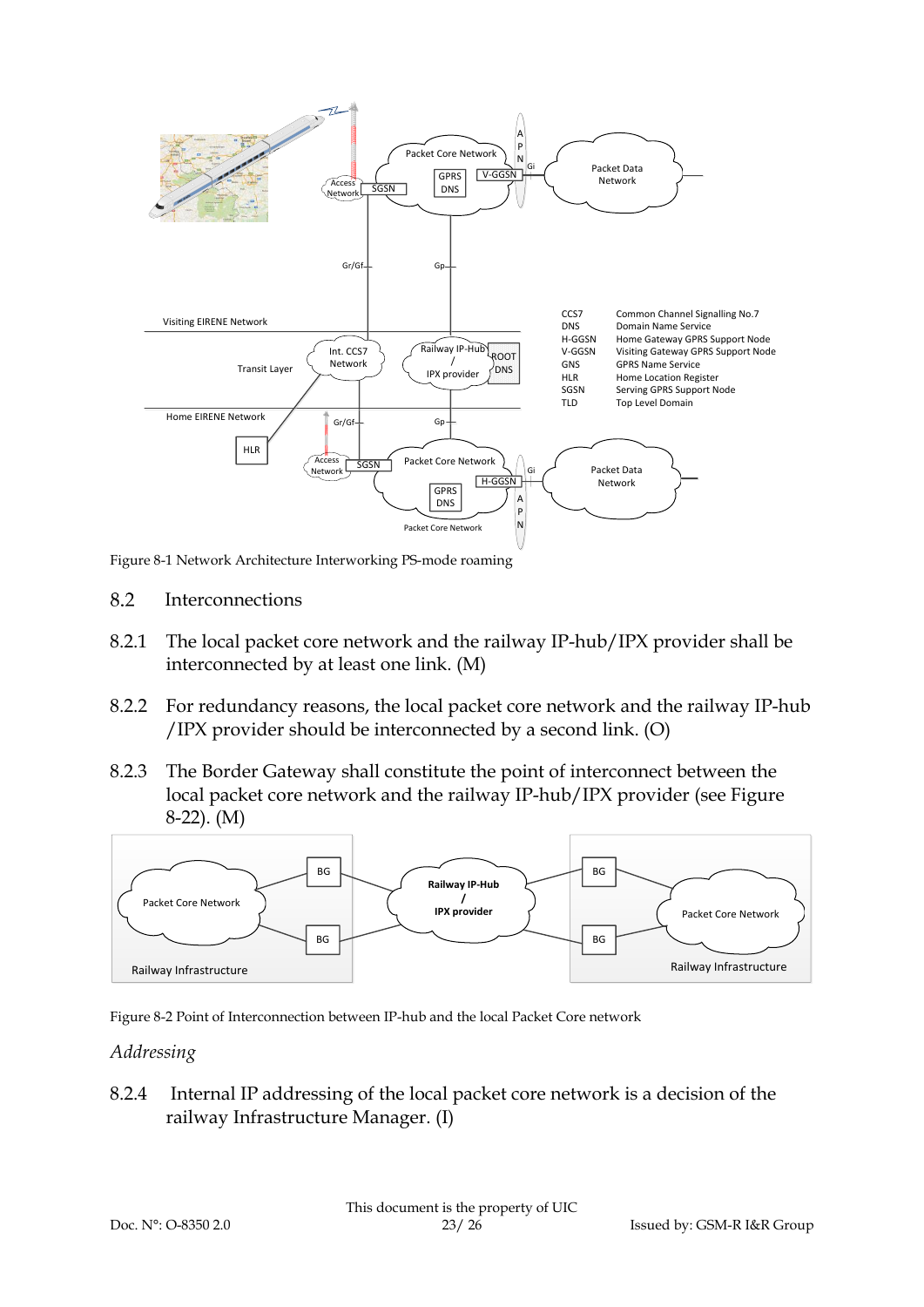Figure 8-1 Network Architecture Interworking PS-mode roaming

## 8.2 Interconnections

8.2.1 The local packet core network and the railway IP-hub/IPX provider shall be interconnected by at least one link. (M)

8.2.2 For redundancy reasons, the local packet core network and the railway IP-hub /IPX provider should be interconnected by a second link. (O)

8.2.3 The Border Gateway shall constitute the point of interconnect between the local packet core network and the railway IP-hub/IPX provider (see Figure 8-22). (M)

Figure 8-2 Point of Interconnection between IP-hub and the local Packet Core network

*Addressing*

8.2.4 Internal IP addressing of the local packet core network is a decision of the railway Infrastructure Manager. (I)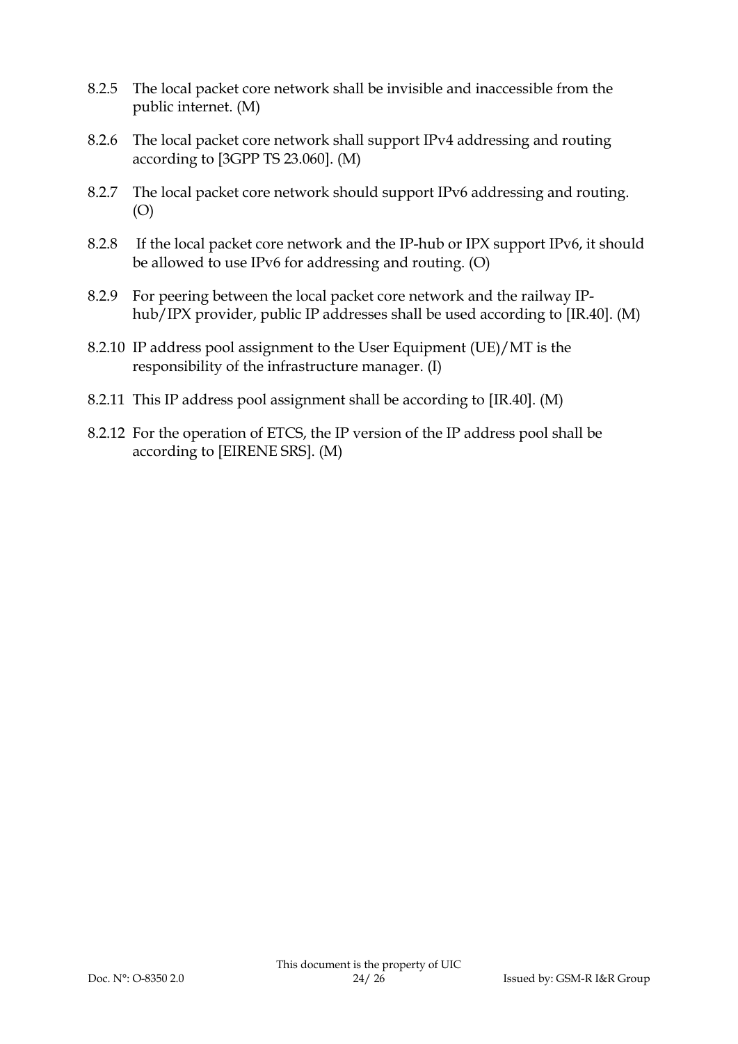8.2.5 The local packet core network shall be invisible and inaccessible from the public internet. (M)

8.2.6 The local packet core network shall support IPv4 addressing and routing according to [3GPP TS 23.060]. (M)

8.2.7 The local packet core network should support IPv6 addressing and routing. (O)

8.2.8 If the local packet core network and the IP-hub or IPX support IPv6, it should be allowed to use IPv6 for addressing and routing. (O)

8.2.9 For peering between the local packet core network and the railway IP-hub/IPX provider, public IP addresses shall be used according to [IR.40]. (M)

8.2.10 IP address pool assignment to the User Equipment (UE)/MT is the responsibility of the infrastructure manager. (I)

8.2.11 This IP address pool assignment shall be according to [IR.40]. (M)

8.2.12 For the operation of ETCS, the IP version of the IP address pool shall be according to [EIRENE SRS]. (M)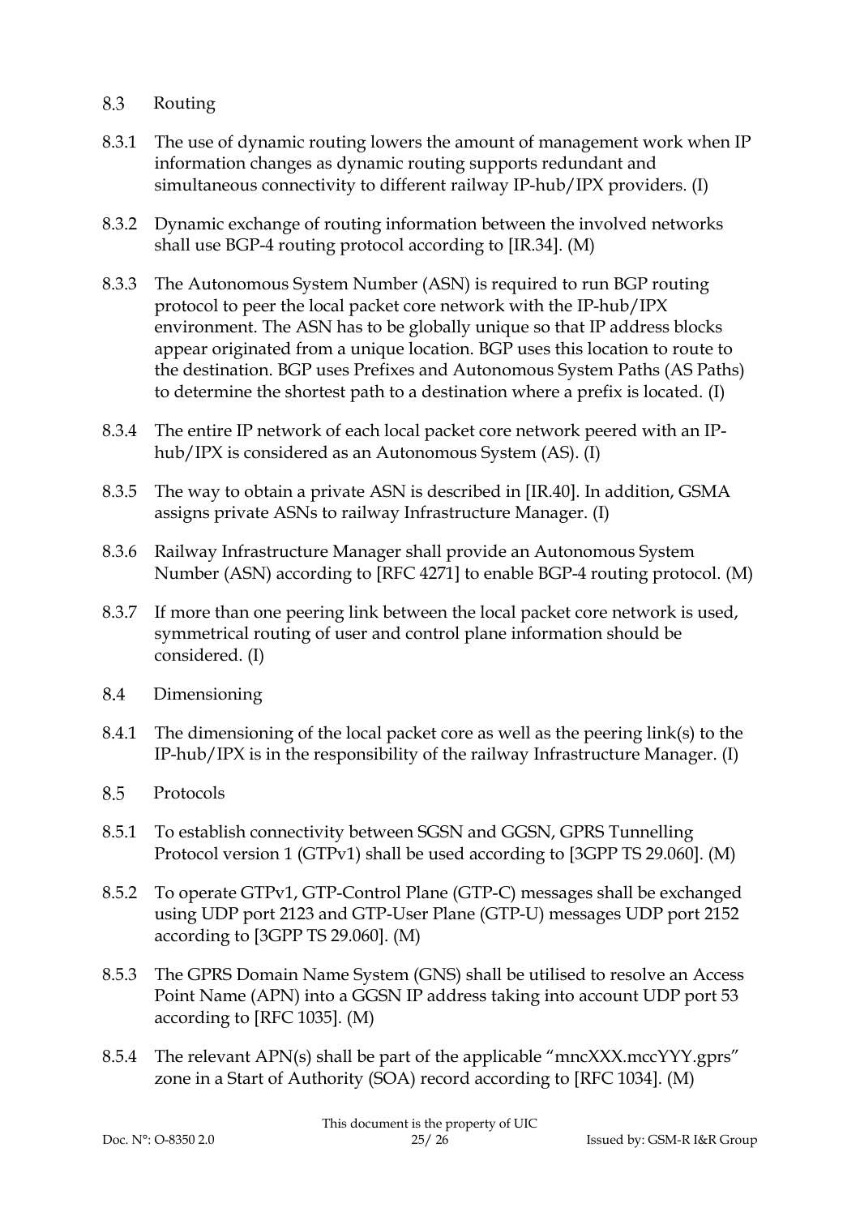## 8.3 Routing

8.3.1 The use of dynamic routing lowers the amount of management work when IP information changes as dynamic routing supports redundant and simultaneous connectivity to different railway IP-hub/IPX providers. (I)

8.3.2 Dynamic exchange of routing information between the involved networks shall use BGP-4 routing protocol according to [IR.34]. (M)

8.3.3 The Autonomous System Number (ASN) is required to run BGP routing protocol to peer the local packet core network with the IP-hub/IPX environment. The ASN has to be globally unique so that IP address blocks appear originated from a unique location. BGP uses this location to route to the destination. BGP uses Prefixes and Autonomous System Paths (AS Paths) to determine the shortest path to a destination where a prefix is located. (I)

8.3.4 The entire IP network of each local packet core network peered with an IP-hub/IPX is considered as an Autonomous System (AS). (I)

8.3.5 The way to obtain a private ASN is described in [IR.40]. In addition, GSMA assigns private ASNs to railway Infrastructure Manager. (I)

8.3.6 Railway Infrastructure Manager shall provide an Autonomous System Number (ASN) according to [RFC 4271] to enable BGP-4 routing protocol. (M)

8.3.7 If more than one peering link between the local packet core network is used, symmetrical routing of user and control plane information should be considered. (I)

## 8.4 Dimensioning

8.4.1 The dimensioning of the local packet core as well as the peering link(s) to the IP-hub/IPX is in the responsibility of the railway Infrastructure Manager. (I)

## 8.5 Protocols

8.5.1 To establish connectivity between SGSN and GGSN, GPRS Tunnelling Protocol version 1 (GTPv1) shall be used according to [3GPP TS 29.060]. (M)

8.5.2 To operate GTPv1, GTP-Control Plane (GTP-C) messages shall be exchanged using UDP port 2123 and GTP-User Plane (GTP-U) messages UDP port 2152 according to [3GPP TS 29.060]. (M)

8.5.3 The GPRS Domain Name System (GNS) shall be utilised to resolve an Access Point Name (APN) into a GGSN IP address taking into account UDP port 53 according to [RFC 1035]. (M)

8.5.4 The relevant APN(s) shall be part of the applicable "mncXXX.mccYYY.gprs" zone in a Start of Authority (SOA) record according to [RFC 1034]. (M)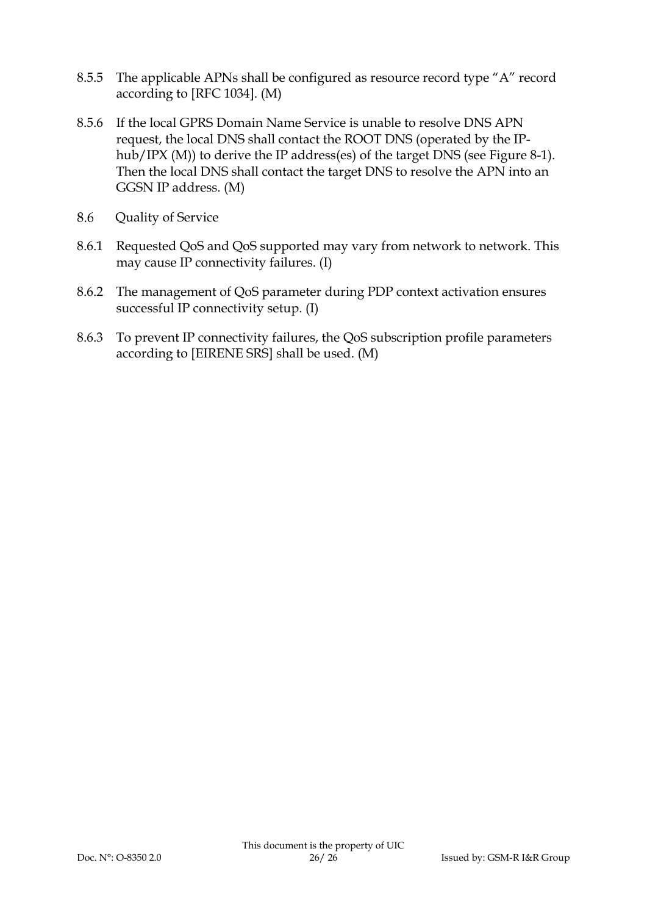8.5.5 The applicable APNs shall be configured as resource record type “A” record according to [RFC 1034]. (M)

8.5.6 If the local GPRS Domain Name Service is unable to resolve DNS APN request, the local DNS shall contact the ROOT DNS (operated by the IP-hub/IPX (M)) to derive the IP address(es) of the target DNS (see Figure 8-1). Then the local DNS shall contact the target DNS to resolve the APN into an GGSN IP address. (M)

## 8.6 Quality of Service

8.6.1 Requested QoS and QoS supported may vary from network to network. This may cause IP connectivity failures. (I)

8.6.2 The management of QoS parameter during PDP context activation ensures successful IP connectivity setup. (I)

8.6.3 To prevent IP connectivity failures, the QoS subscription profile parameters according to [EIRENE SRS] shall be used. (M)